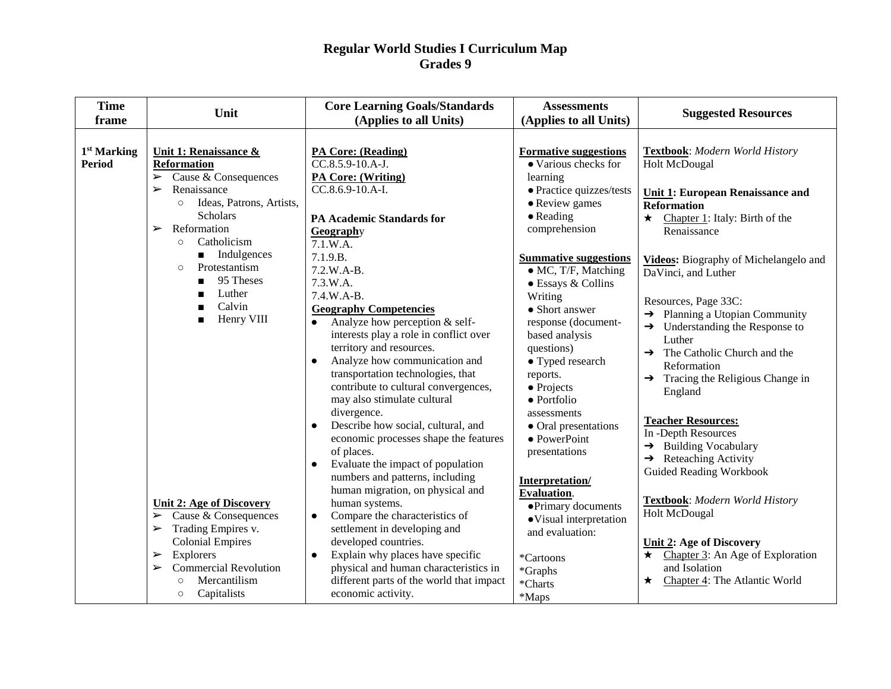# Regular World Studies I Curriculum Map
## Grades 9

| Time frame | Unit | Core Learning Goals/Standards (Applies to all Units) | Assessments (Applies to all Units) | Suggested Resources |
|---|---|---|---|---|
| 1st Marking Period | **Unit 1: Renaissance & Reformation**<br>➢ Cause & Consequences<br>➢ Renaissance<br>○ Ideas, Patrons, Artists, Scholars<br>➢ Reformation<br>○ Catholicism<br>■ Indulgences<br>○ Protestantism<br>■ 95 Theses<br>■ Luther<br>■ Calvin<br>■ Henry VIII<br><br>**Unit 2: Age of Discovery**<br>➢ Cause & Consequences<br>➢ Trading Empires v. Colonial Empires<br>➢ Explorers<br>➢ Commercial Revolution<br>○ Mercantilism<br>○ Capitalists | **PA Core: (Reading)**<br>CC.8.5.9-10.A-J.<br>**PA Core: (Writing)**<br>CC.8.6.9-10.A-I.<br><br>**PA Academic Standards for Geography**<br>7.1.W.A.<br>7.1.9.B.<br>7.2.W.A-B.<br>7.3.W.A.<br>7.4.W.A-B.<br>**Geography Competencies**<br>● Analyze how perception & self-interests play a role in conflict over territory and resources.<br>● Analyze how communication and transportation technologies, that contribute to cultural convergences, may also stimulate cultural divergence.<br>● Describe how social, cultural, and economic processes shape the features of places.<br>● Evaluate the impact of population numbers and patterns, including human migration, on physical and human systems.<br>● Compare the characteristics of settlement in developing and developed countries.<br>● Explain why places have specific physical and human characteristics in different parts of the world that impact economic activity. | **Formative suggestions**<br>● Various checks for learning<br>● Practice quizzes/tests<br>● Review games<br>● Reading comprehension<br><br>**Summative suggestions**<br>● MC, T/F, Matching<br>● Essays & Collins Writing<br>● Short answer response (document-based analysis questions)<br>● Typed research reports.<br>● Projects<br>● Portfolio assessments<br>● Oral presentations<br>● PowerPoint presentations<br><br>**Interpretation/ Evaluation**.<br>●Primary documents<br>●Visual interpretation and evaluation:<br><br>*Cartoons<br>*Graphs<br>*Charts<br>*Maps | **Textbook**: *Modern World History* Holt McDougal<br><br>**Unit 1: European Renaissance and Reformation**<br>★ Chapter 1: Italy: Birth of the Renaissance<br><br>**Videos:** Biography of Michelangelo and DaVinci, and Luther<br><br>Resources, Page 33C:<br>➔ Planning a Utopian Community<br>➔ Understanding the Response to Luther<br>➔ The Catholic Church and the Reformation<br>➔ Tracing the Religious Change in England<br><br>**Teacher Resources:**<br>In -Depth Resources<br>➔ Building Vocabulary<br>➔ Reteaching Activity<br>Guided Reading Workbook<br><br>**Textbook**: *Modern World History* Holt McDougal<br><br>**Unit 2: Age of Discovery**<br>★ Chapter 3: An Age of Exploration and Isolation<br>★ Chapter 4: The Atlantic World |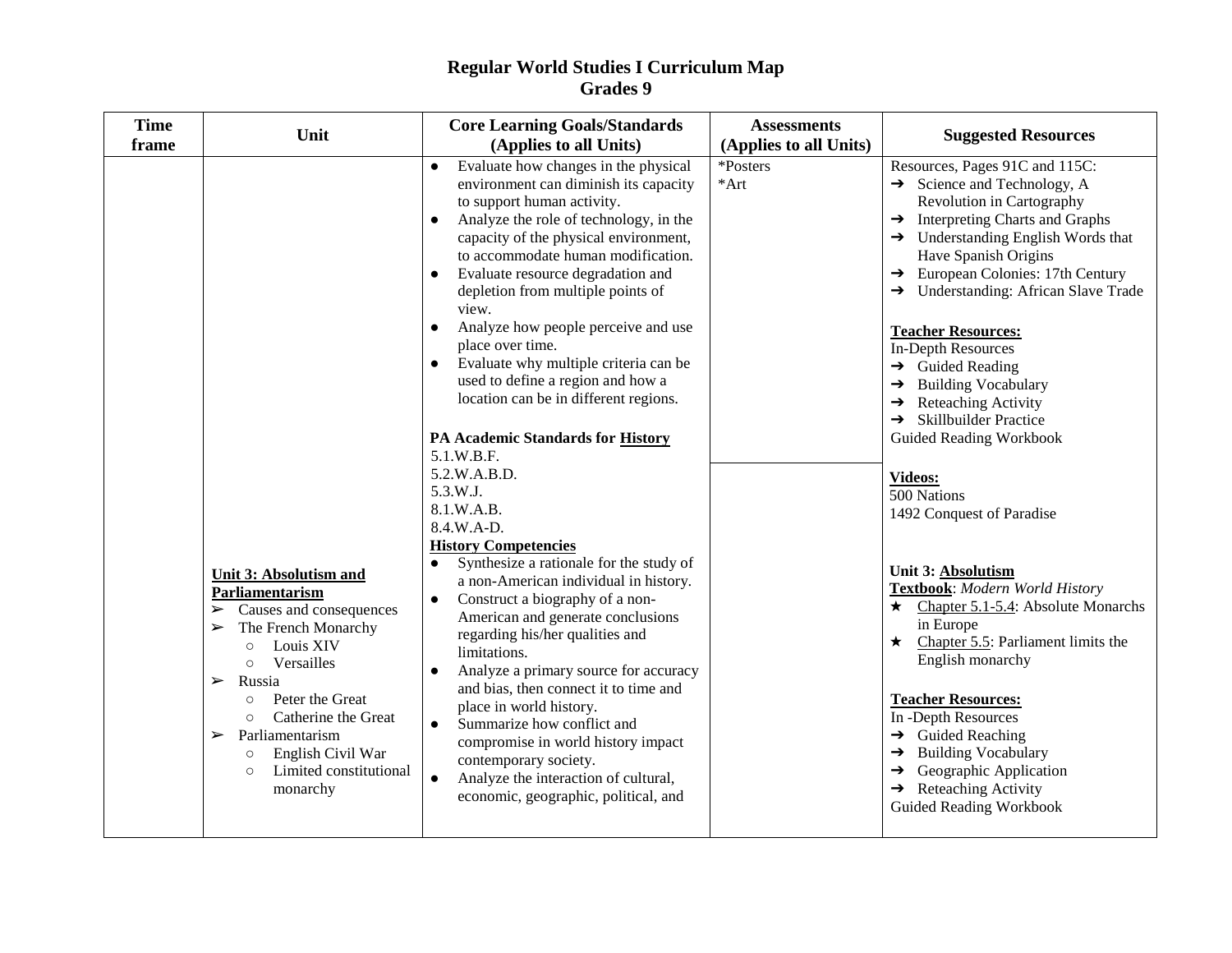# Regular World Studies I Curriculum Map
## Grades 9

| Time frame | Unit | Core Learning Goals/Standards (Applies to all Units) | Assessments (Applies to all Units) | Suggested Resources |
|---|---|---|---|---|
| | | ● Evaluate how changes in the physical environment can diminish its capacity to support human activity.<br>● Analyze the role of technology, in the capacity of the physical environment, to accommodate human modification.<br>● Evaluate resource degradation and depletion from multiple points of view.<br>● Analyze how people perceive and use place over time.<br>● Evaluate why multiple criteria can be used to define a region and how a location can be in different regions.<br><br>**PA Academic Standards for <u>History</u>**<br>5.1.W.B.F.<br>5.2.W.A.B.D.<br>5.3.W.J.<br>8.1.W.A.B.<br>8.4.W.A-D.<br>**<u>History Competencies</u>**<br>● Synthesize a rationale for the study of a non-American individual in history.<br>● Construct a biography of a non-American and generate conclusions regarding his/her qualities and limitations.<br>● Analyze a primary source for accuracy and bias, then connect it to time and place in world history.<br>● Summarize how conflict and compromise in world history impact contemporary society.<br>● Analyze the interaction of cultural, economic, geographic, political, and | *Posters<br>*Art | Resources, Pages 91C and 115C:<br>➔ Science and Technology, A Revolution in Cartography<br>➔ Interpreting Charts and Graphs<br>➔ Understanding English Words that Have Spanish Origins<br>➔ European Colonies: 17th Century<br>➔ Understanding: African Slave Trade<br><br>**<u>Teacher Resources:</u>**<br>In-Depth Resources<br>➔ Guided Reading<br>➔ Building Vocabulary<br>➔ Reteaching Activity<br>➔ Skillbuilder Practice<br>Guided Reading Workbook<br><br>**<u>Videos:</u>**<br>500 Nations<br>1492 Conquest of Paradise |
| | **<u>Unit 3: Absolutism and Parliamentarism</u>**<br>➢ Causes and consequences<br>➢ The French Monarchy<br>○ Louis XIV<br>○ Versailles<br>➢ Russia<br>○ Peter the Great<br>○ Catherine the Great<br>➢ Parliamentarism<br>○ English Civil War<br>○ Limited constitutional monarchy | | | **Unit 3: <u>Absolutism</u>**<br>**<u>Textbook</u>**: *Modern World History*<br>★ <u>Chapter 5.1-5.4</u>: Absolute Monarchs in Europe<br>★ <u>Chapter 5.5</u>: Parliament limits the English monarchy<br><br>**<u>Teacher Resources:</u>**<br>In -Depth Resources<br>➔ Guided Reaching<br>➔ Building Vocabulary<br>➔ Geographic Application<br>➔ Reteaching Activity<br>Guided Reading Workbook |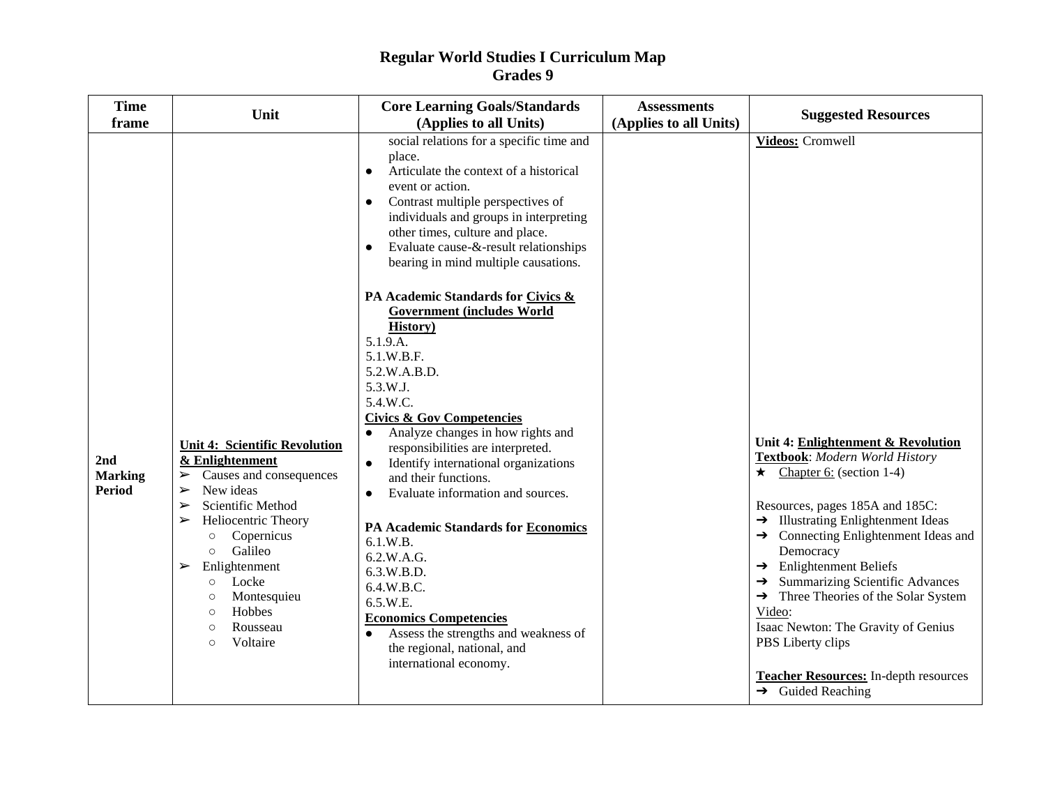# Regular World Studies I Curriculum Map
## Grades 9

| Time frame | Unit | Core Learning Goals/Standards (Applies to all Units) | Assessments (Applies to all Units) | Suggested Resources |
|---|---|---|---|---|
| 2nd Marking Period | **Unit 4: Scientific Revolution & Enlightenment**<br>➢ Causes and consequences<br>➢ New ideas<br>➢ Scientific Method<br>➢ Heliocentric Theory<br>○ Copernicus<br>○ Galileo<br>➢ Enlightenment<br>○ Locke<br>○ Montesquieu<br>○ Hobbes<br>○ Rousseau<br>○ Voltaire | social relations for a specific time and place.<br>● Articulate the context of a historical event or action.<br>● Contrast multiple perspectives of individuals and groups in interpreting other times, culture and place.<br>● Evaluate cause-&-result relationships bearing in mind multiple causations.<br><br>**PA Academic Standards for Civics & Government (includes World History)**<br>5.1.9.A.<br>5.1.W.B.F.<br>5.2.W.A.B.D.<br>5.3.W.J.<br>5.4.W.C.<br>**Civics & Gov Competencies**<br>● Analyze changes in how rights and responsibilities are interpreted.<br>● Identify international organizations and their functions.<br>● Evaluate information and sources.<br><br>**PA Academic Standards for Economics**<br>6.1.W.B.<br>6.2.W.A.G.<br>6.3.W.B.D.<br>6.4.W.B.C.<br>6.5.W.E.<br>**Economics Competencies**<br>● Assess the strengths and weakness of the regional, national, and international economy. | | **Videos:** Cromwell<br><br>**Unit 4: Enlightenment & Revolution**<br>**Textbook**: *Modern World History*<br>★ Chapter 6: (section 1-4)<br><br>Resources, pages 185A and 185C:<br>➔ Illustrating Enlightenment Ideas<br>➔ Connecting Enlightenment Ideas and Democracy<br>➔ Enlightenment Beliefs<br>➔ Summarizing Scientific Advances<br>➔ Three Theories of the Solar System<br>Video:<br>Isaac Newton: The Gravity of Genius<br>PBS Liberty clips<br><br>**Teacher Resources:** In-depth resources<br>➔ Guided Reaching |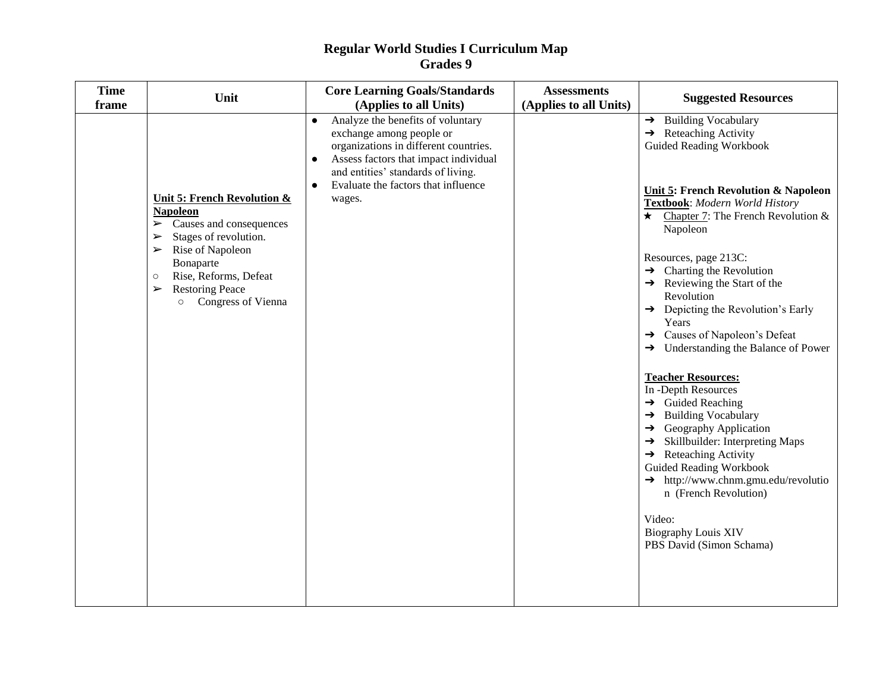# Regular World Studies I Curriculum Map
## Grades 9

| Time frame | Unit | Core Learning Goals/Standards (Applies to all Units) | Assessments (Applies to all Units) | Suggested Resources |
|---|---|---|---|---|
| | **Unit 5: French Revolution & Napoleon**<br>➢ Causes and consequences<br>➢ Stages of revolution.<br>➢ Rise of Napoleon Bonaparte<br>○ Rise, Reforms, Defeat<br>➢ Restoring Peace<br>○ Congress of Vienna | ● Analyze the benefits of voluntary exchange among people or organizations in different countries.<br>● Assess factors that impact individual and entities' standards of living.<br>● Evaluate the factors that influence wages. | | ➔ Building Vocabulary<br>➔ Reteaching Activity<br>Guided Reading Workbook<br><br>**Unit 5: French Revolution & Napoleon**<br>**Textbook**: *Modern World History*<br>★ Chapter 7: The French Revolution & Napoleon<br><br>Resources, page 213C:<br>➔ Charting the Revolution<br>➔ Reviewing the Start of the Revolution<br>➔ Depicting the Revolution's Early Years<br>➔ Causes of Napoleon's Defeat<br>➔ Understanding the Balance of Power<br><br>**Teacher Resources:**<br>In -Depth Resources<br>➔ Guided Reaching<br>➔ Building Vocabulary<br>➔ Geography Application<br>➔ Skillbuilder: Interpreting Maps<br>➔ Reteaching Activity<br>Guided Reading Workbook<br>➔ http://www.chnm.gmu.edu/revolution (French Revolution)<br><br>Video:<br>Biography Louis XIV<br>PBS David (Simon Schama) |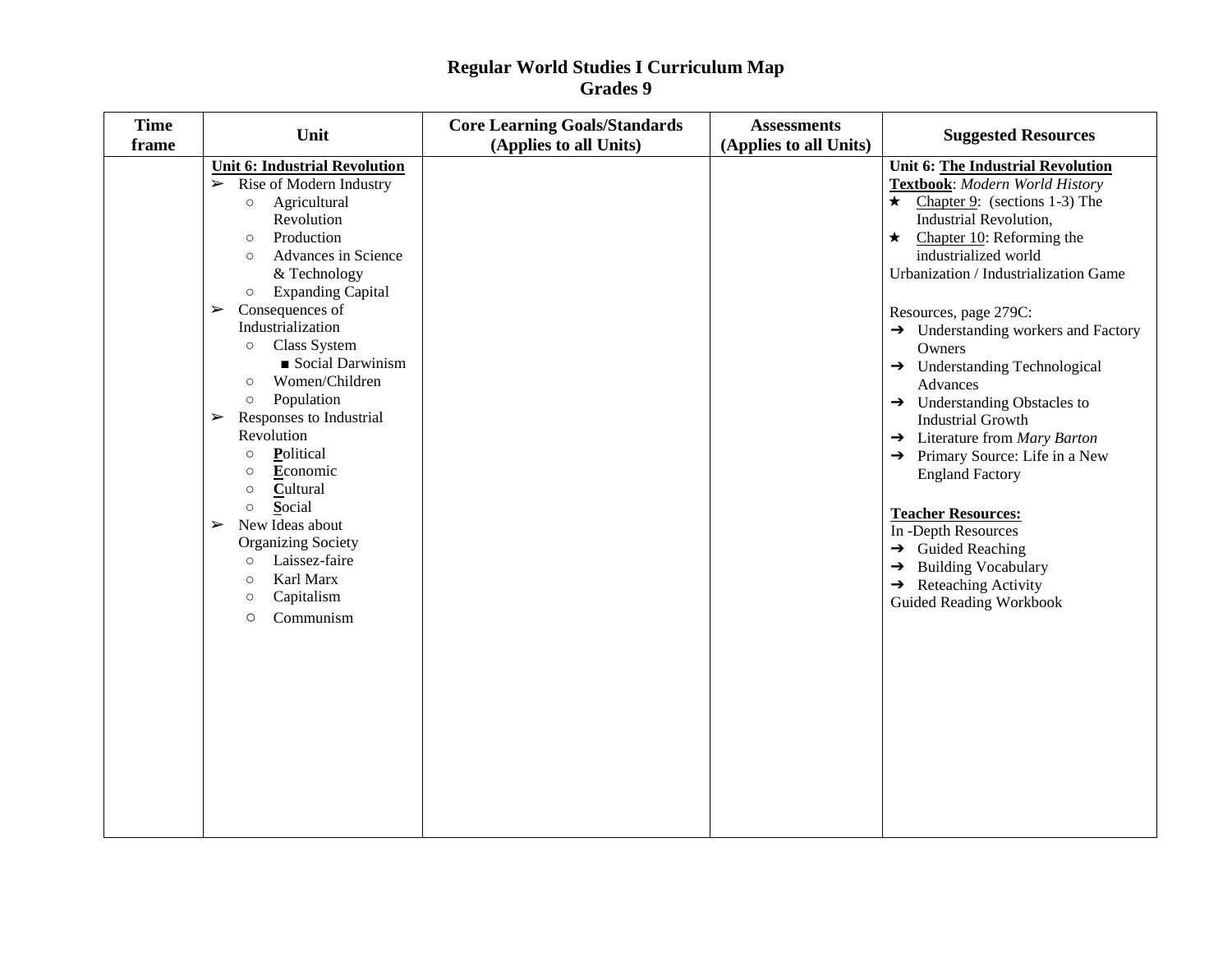# Regular World Studies I Curriculum Map
## Grades 9

| Time frame | Unit | Core Learning Goals/Standards (Applies to all Units) | Assessments (Applies to all Units) | Suggested Resources |
|---|---|---|---|---|
| | **Unit 6: Industrial Revolution**<br>➢ Rise of Modern Industry<br>○ Agricultural Revolution<br>○ Production<br>○ Advances in Science & Technology<br>○ Expanding Capital<br>➢ Consequences of Industrialization<br>○ Class System<br>■ Social Darwinism<br>○ Women/Children<br>○ Population<br>➢ Responses to Industrial Revolution<br>○ **P**olitical<br>○ **E**conomic<br>○ **C**ultural<br>○ **S**ocial<br>➢ New Ideas about Organizing Society<br>○ Laissez-faire<br>○ Karl Marx<br>○ Capitalism<br>○ Communism | | | **Unit 6: The Industrial Revolution**<br>**Textbook**: *Modern World History*<br>★ Chapter 9: (sections 1-3) The Industrial Revolution,<br>★ Chapter 10: Reforming the industrialized world<br>Urbanization / Industrialization Game<br><br>Resources, page 279C:<br>➔ Understanding workers and Factory Owners<br>➔ Understanding Technological Advances<br>➔ Understanding Obstacles to Industrial Growth<br>➔ Literature from *Mary Barton*<br>➔ Primary Source: Life in a New England Factory<br><br>**Teacher Resources:**<br>In -Depth Resources<br>➔ Guided Reaching<br>➔ Building Vocabulary<br>➔ Reteaching Activity<br>Guided Reading Workbook |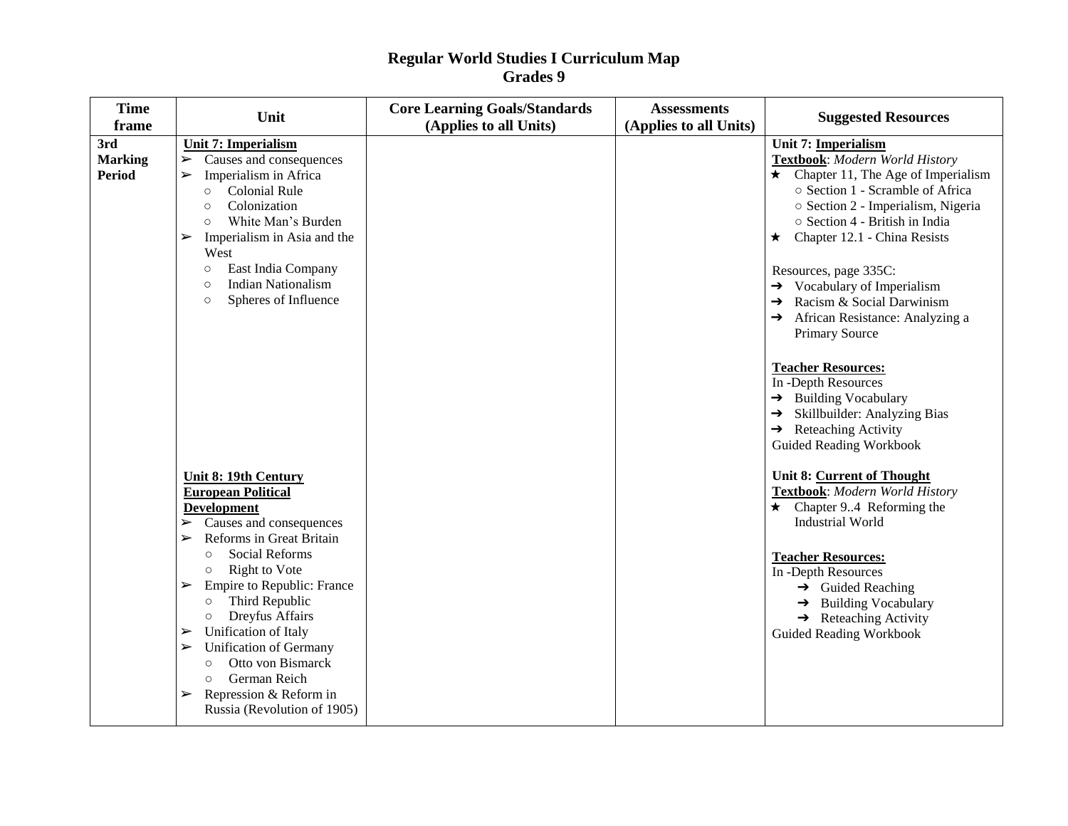# Regular World Studies I Curriculum Map
## Grades 9

| Time frame | Unit | Core Learning Goals/Standards (Applies to all Units) | Assessments (Applies to all Units) | Suggested Resources |
|---|---|---|---|---|
| 3rd Marking Period | **Unit 7: Imperialism**<br>➢ Causes and consequences<br>➢ Imperialism in Africa<br>○ Colonial Rule<br>○ Colonization<br>○ White Man's Burden<br>➢ Imperialism in Asia and the West<br>○ East India Company<br>○ Indian Nationalism<br>○ Spheres of Influence | | | **Unit 7: Imperialism**<br>**Textbook**: *Modern World History*<br>★ Chapter 11, The Age of Imperialism<br>○ Section 1 - Scramble of Africa<br>○ Section 2 - Imperialism, Nigeria<br>○ Section 4 - British in India<br>★ Chapter 12.1 - China Resists<br><br>Resources, page 335C:<br>➔ Vocabulary of Imperialism<br>➔ Racism & Social Darwinism<br>➔ African Resistance: Analyzing a Primary Source<br><br>**Teacher Resources:**<br>In -Depth Resources<br>➔ Building Vocabulary<br>➔ Skillbuilder: Analyzing Bias<br>➔ Reteaching Activity<br>Guided Reading Workbook |
| | **Unit 8: 19th Century European Political Development**<br>➢ Causes and consequences<br>➢ Reforms in Great Britain<br>○ Social Reforms<br>○ Right to Vote<br>➢ Empire to Republic: France<br>○ Third Republic<br>○ Dreyfus Affairs<br>➢ Unification of Italy<br>➢ Unification of Germany<br>○ Otto von Bismarck<br>○ German Reich<br>➢ Repression & Reform in Russia (Revolution of 1905) | | | **Unit 8: Current of Thought**<br>**Textbook**: *Modern World History*<br>★ Chapter 9..4 Reforming the Industrial World<br><br>**Teacher Resources:**<br>In -Depth Resources<br>➔ Guided Reaching<br>➔ Building Vocabulary<br>➔ Reteaching Activity<br>Guided Reading Workbook |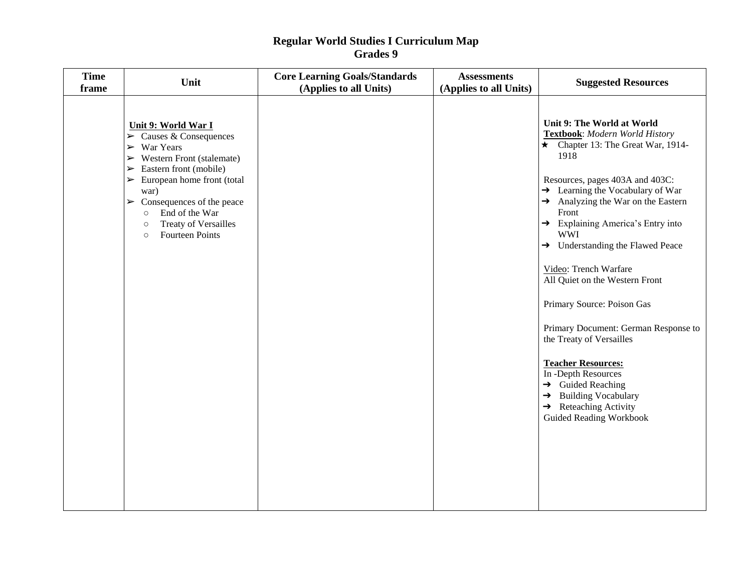# Regular World Studies I Curriculum Map
## Grades 9

| Time frame | Unit | Core Learning Goals/Standards (Applies to all Units) | Assessments (Applies to all Units) | Suggested Resources |
|---|---|---|---|---|
| | **<u>Unit 9: World War I</u>**<br>➢ Causes & Consequences<br>➢ War Years<br>➢ Western Front (stalemate)<br>➢ Eastern front (mobile)<br>➢ European home front (total war)<br>➢ Consequences of the peace<br>○ End of the War<br>○ Treaty of Versailles<br>○ Fourteen Points | | | **Unit 9: The World at World**<br>**<u>Textbook</u>**: *Modern World History*<br>★ Chapter 13: The Great War, 1914-1918<br><br>Resources, pages 403A and 403C:<br>➔ Learning the Vocabulary of War<br>➔ Analyzing the War on the Eastern Front<br>➔ Explaining America's Entry into WWI<br>➔ Understanding the Flawed Peace<br><br><u>Video</u>: Trench Warfare<br>All Quiet on the Western Front<br><br>Primary Source: Poison Gas<br><br>Primary Document: German Response to the Treaty of Versailles<br><br>**<u>Teacher Resources:</u>**<br>In -Depth Resources<br>➔ Guided Reaching<br>➔ Building Vocabulary<br>➔ Reteaching Activity<br>Guided Reading Workbook |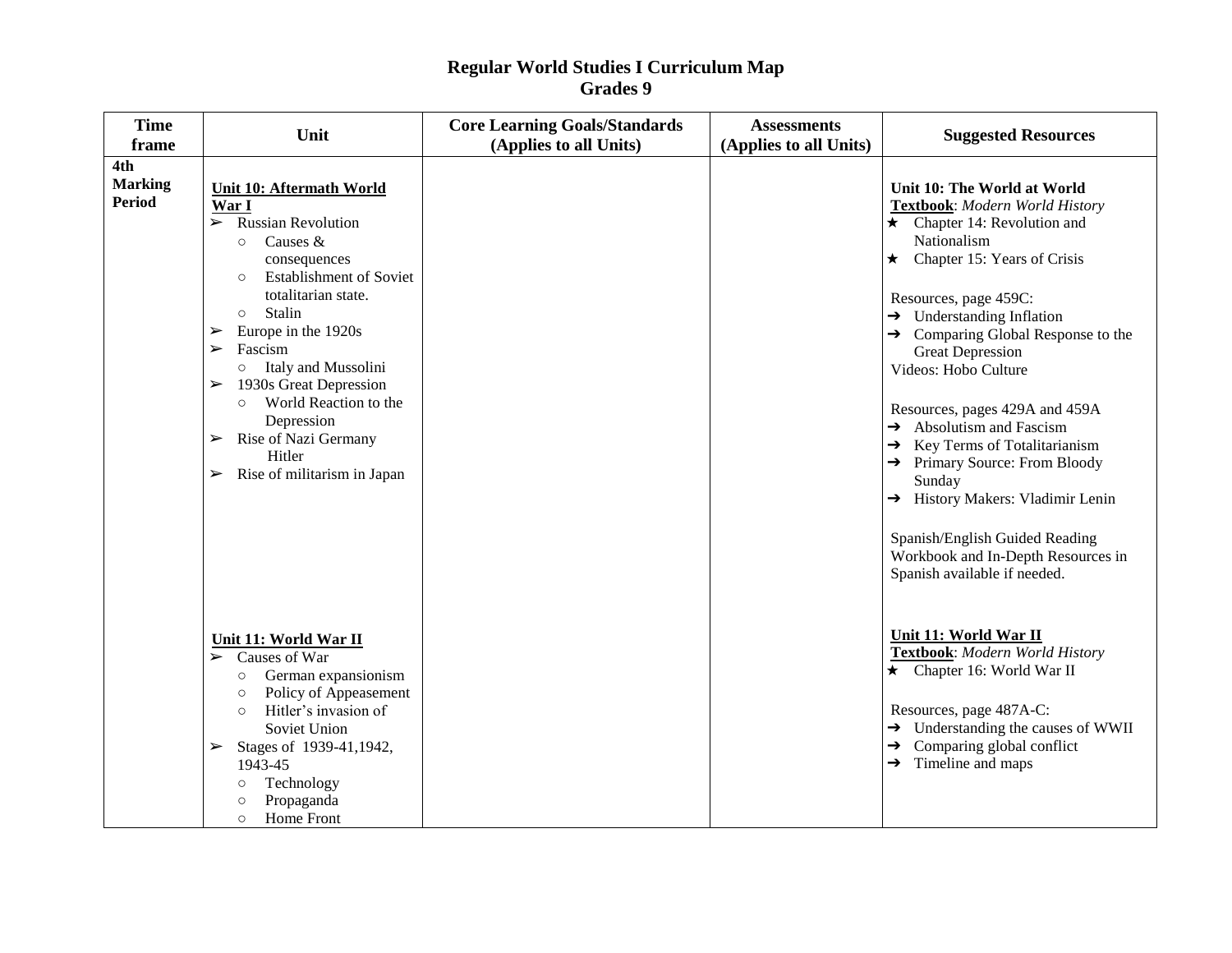# Regular World Studies I Curriculum Map
## Grades 9

| Time frame | Unit | Core Learning Goals/Standards (Applies to all Units) | Assessments (Applies to all Units) | Suggested Resources |
|---|---|---|---|---|
| **4th Marking Period** | **Unit 10: Aftermath World War I**<br>➢ Russian Revolution<br>○ Causes & consequences<br>○ Establishment of Soviet totalitarian state.<br>○ Stalin<br>➢ Europe in the 1920s<br>➢ Fascism<br>○ Italy and Mussolini<br>➢ 1930s Great Depression<br>○ World Reaction to the Depression<br>➢ Rise of Nazi Germany Hitler<br>➢ Rise of militarism in Japan | | | **Unit 10: The World at World**<br>**Textbook**: *Modern World History*<br>★ Chapter 14: Revolution and Nationalism<br>★ Chapter 15: Years of Crisis<br><br>Resources, page 459C:<br>➔ Understanding Inflation<br>➔ Comparing Global Response to the Great Depression<br>Videos: Hobo Culture<br><br>Resources, pages 429A and 459A<br>➔ Absolutism and Fascism<br>➔ Key Terms of Totalitarianism<br>➔ Primary Source: From Bloody Sunday<br>➔ History Makers: Vladimir Lenin<br><br>Spanish/English Guided Reading Workbook and In-Depth Resources in Spanish available if needed. |
| | **Unit 11: World War II**<br>➢ Causes of War<br>○ German expansionism<br>○ Policy of Appeasement<br>○ Hitler's invasion of Soviet Union<br>➢ Stages of 1939-41,1942, 1943-45<br>○ Technology<br>○ Propaganda<br>○ Home Front | | | **Unit 11: World War II**<br>**Textbook**: *Modern World History*<br>★ Chapter 16: World War II<br><br>Resources, page 487A-C:<br>➔ Understanding the causes of WWII<br>➔ Comparing global conflict<br>➔ Timeline and maps |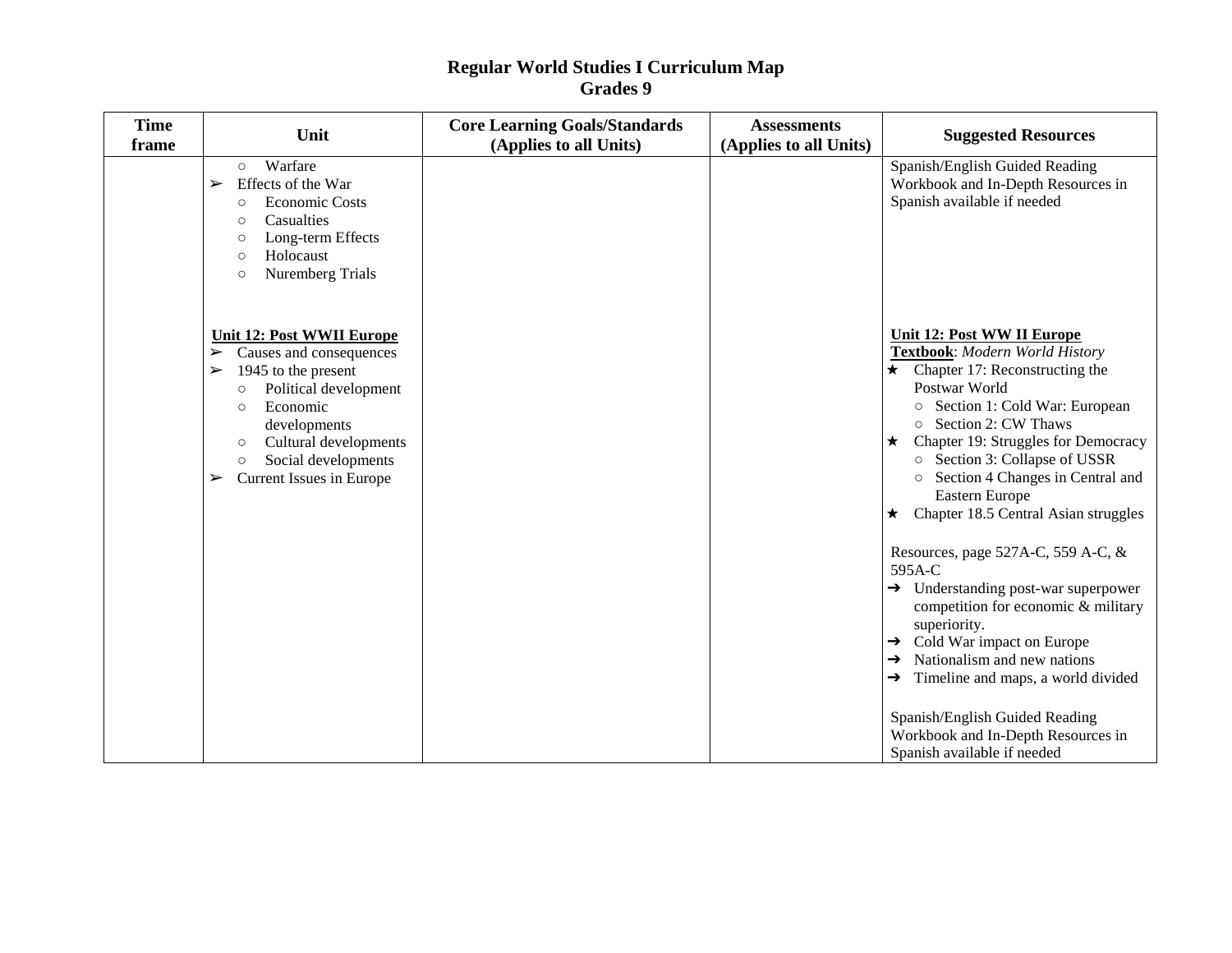# Regular World Studies I Curriculum Map
## Grades 9

| Time frame | Unit | Core Learning Goals/Standards (Applies to all Units) | Assessments (Applies to all Units) | Suggested Resources |
|---|---|---|---|---|
| | ○ Warfare<br>➢ Effects of the War<br>○ Economic Costs<br>○ Casualties<br>○ Long-term Effects<br>○ Holocaust<br>○ Nuremberg Trials | | | Spanish/English Guided Reading Workbook and In-Depth Resources in Spanish available if needed |
| | **Unit 12: Post WWII Europe**<br>➢ Causes and consequences<br>➢ 1945 to the present<br>○ Political development<br>○ Economic developments<br>○ Cultural developments<br>○ Social developments<br>➢ Current Issues in Europe | | | **Unit 12: Post WW II Europe**<br>**Textbook**: *Modern World History*<br>★ Chapter 17: Reconstructing the Postwar World<br>○ Section 1: Cold War: European<br>○ Section 2: CW Thaws<br>★ Chapter 19: Struggles for Democracy<br>○ Section 3: Collapse of USSR<br>○ Section 4 Changes in Central and Eastern Europe<br>★ Chapter 18.5 Central Asian struggles<br><br>Resources, page 527A-C, 559 A-C, & 595A-C<br>➔ Understanding post-war superpower competition for economic & military superiority.<br>➔ Cold War impact on Europe<br>➔ Nationalism and new nations<br>➔ Timeline and maps, a world divided<br><br>Spanish/English Guided Reading Workbook and In-Depth Resources in Spanish available if needed |